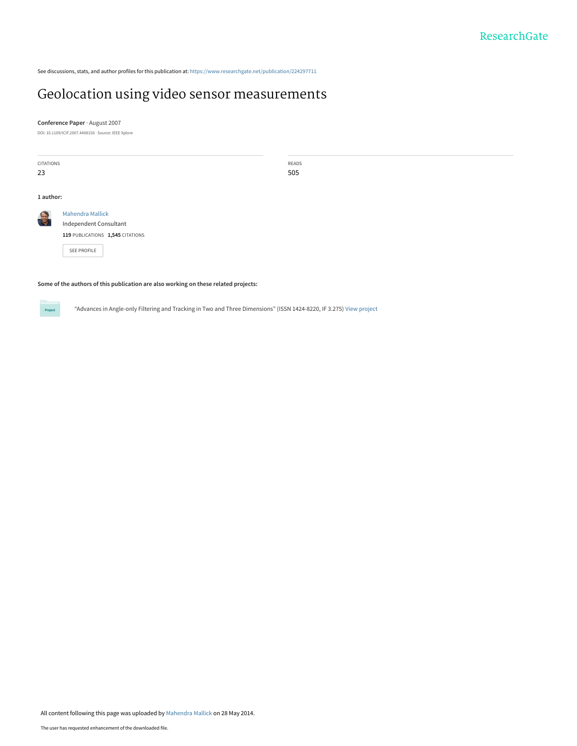See discussions, stats, and author profiles for this publication at: https://www.researchgate.net/publication/224297711

# Geolocation using video sensor measurements

**Conference Paper** · August 2007

DOI: 10.1109/ICIF.2007.4408156 · Source: IEEE Xplore

| CITATIONS | READS |
| --- | --- |
| 23 | 505 |

**1 author:**

Mahendra Mallick
Independent Consultant
**119** PUBLICATIONS **1,545** CITATIONS

SEE PROFILE

**Some of the authors of this publication are also working on these related projects:**

Project: "Advances in Angle-only Filtering and Tracking in Two and Three Dimensions" (ISSN 1424-8220, IF 3.275) View project

All content following this page was uploaded by Mahendra Mallick on 28 May 2014.

The user has requested enhancement of the downloaded file.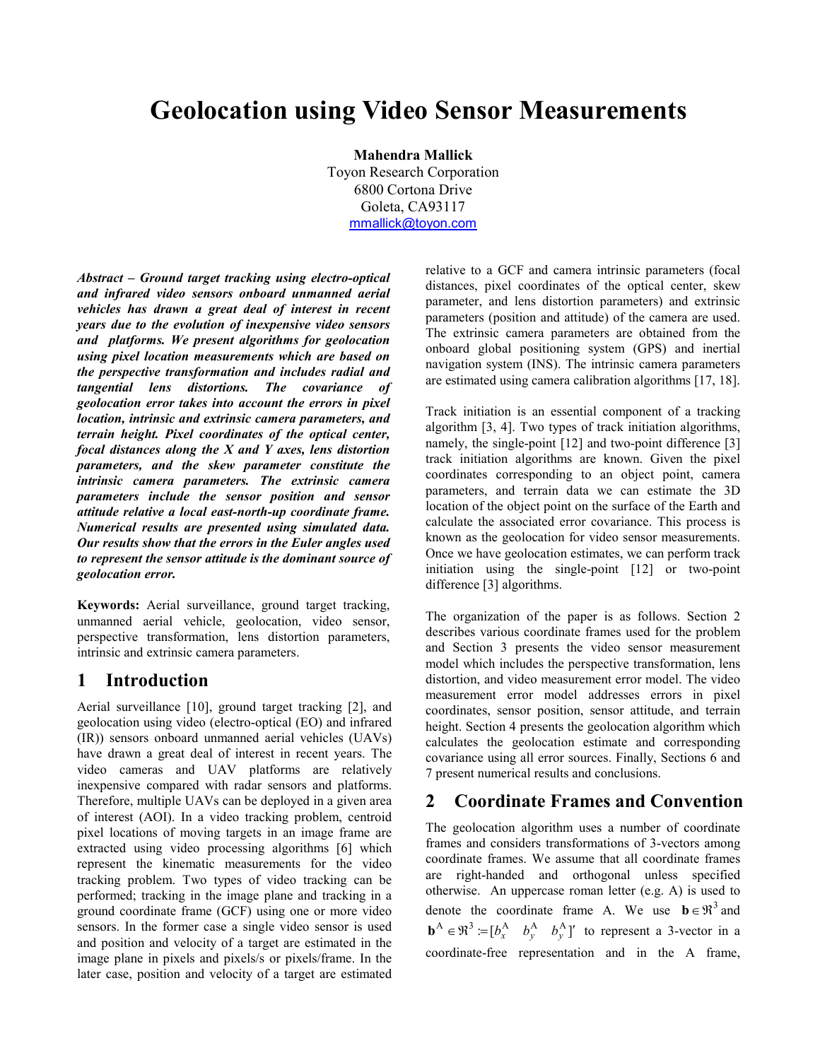# Geolocation using Video Sensor Measurements

**Mahendra Mallick**
Toyon Research Corporation
6800 Cortona Drive
Goleta, CA93117
mmallick@toyon.com

***Abstract – Ground target tracking using electro-optical and infrared video sensors onboard unmanned aerial vehicles has drawn a great deal of interest in recent years due to the evolution of inexpensive video sensors and platforms. We present algorithms for geolocation using pixel location measurements which are based on the perspective transformation and includes radial and tangential lens distortions. The covariance of geolocation error takes into account the errors in pixel location, intrinsic and extrinsic camera parameters, and terrain height. Pixel coordinates of the optical center, focal distances along the X and Y axes, lens distortion parameters, and the skew parameter constitute the intrinsic camera parameters. The extrinsic camera parameters include the sensor position and sensor attitude relative a local east-north-up coordinate frame. Numerical results are presented using simulated data. Our results show that the errors in the Euler angles used to represent the sensor attitude is the dominant source of geolocation error.***

**Keywords:** Aerial surveillance, ground target tracking, unmanned aerial vehicle, geolocation, video sensor, perspective transformation, lens distortion parameters, intrinsic and extrinsic camera parameters.

## 1 Introduction

Aerial surveillance [10], ground target tracking [2], and geolocation using video (electro-optical (EO) and infrared (IR)) sensors onboard unmanned aerial vehicles (UAVs) have drawn a great deal of interest in recent years. The video cameras and UAV platforms are relatively inexpensive compared with radar sensors and platforms. Therefore, multiple UAVs can be deployed in a given area of interest (AOI). In a video tracking problem, centroid pixel locations of moving targets in an image frame are extracted using video processing algorithms [6] which represent the kinematic measurements for the video tracking problem. Two types of video tracking can be performed; tracking in the image plane and tracking in a ground coordinate frame (GCF) using one or more video sensors. In the former case a single video sensor is used and position and velocity of a target are estimated in the image plane in pixels and pixels/s or pixels/frame. In the later case, position and velocity of a target are estimated relative to a GCF and camera intrinsic parameters (focal distances, pixel coordinates of the optical center, skew parameter, and lens distortion parameters) and extrinsic parameters (position and attitude) of the camera are used. The extrinsic camera parameters are obtained from the onboard global positioning system (GPS) and inertial navigation system (INS). The intrinsic camera parameters are estimated using camera calibration algorithms [17, 18].

Track initiation is an essential component of a tracking algorithm [3, 4]. Two types of track initiation algorithms, namely, the single-point [12] and two-point difference [3] track initiation algorithms are known. Given the pixel coordinates corresponding to an object point, camera parameters, and terrain data we can estimate the 3D location of the object point on the surface of the Earth and calculate the associated error covariance. This process is known as the geolocation for video sensor measurements. Once we have geolocation estimates, we can perform track initiation using the single-point [12] or two-point difference [3] algorithms.

The organization of the paper is as follows. Section 2 describes various coordinate frames used for the problem and Section 3 presents the video sensor measurement model which includes the perspective transformation, lens distortion, and video measurement error model. The video measurement error model addresses errors in pixel coordinates, sensor position, sensor attitude, and terrain height. Section 4 presents the geolocation algorithm which calculates the geolocation estimate and corresponding covariance using all error sources. Finally, Sections 6 and 7 present numerical results and conclusions.

## 2 Coordinate Frames and Convention

The geolocation algorithm uses a number of coordinate frames and considers transformations of 3-vectors among coordinate frames. We assume that all coordinate frames are right-handed and orthogonal unless specified otherwise. An uppercase roman letter (e.g. A) is used to denote the coordinate frame A. We use $\mathbf{b} \in \Re^3$ and $\mathbf{b}^{\mathrm{A}} \in \Re^3 := [b_x^{\mathrm{A}} \quad b_y^{\mathrm{A}} \quad b_y^{\mathrm{A}}]'$ to represent a 3-vector in a coordinate-free representation and in the A frame,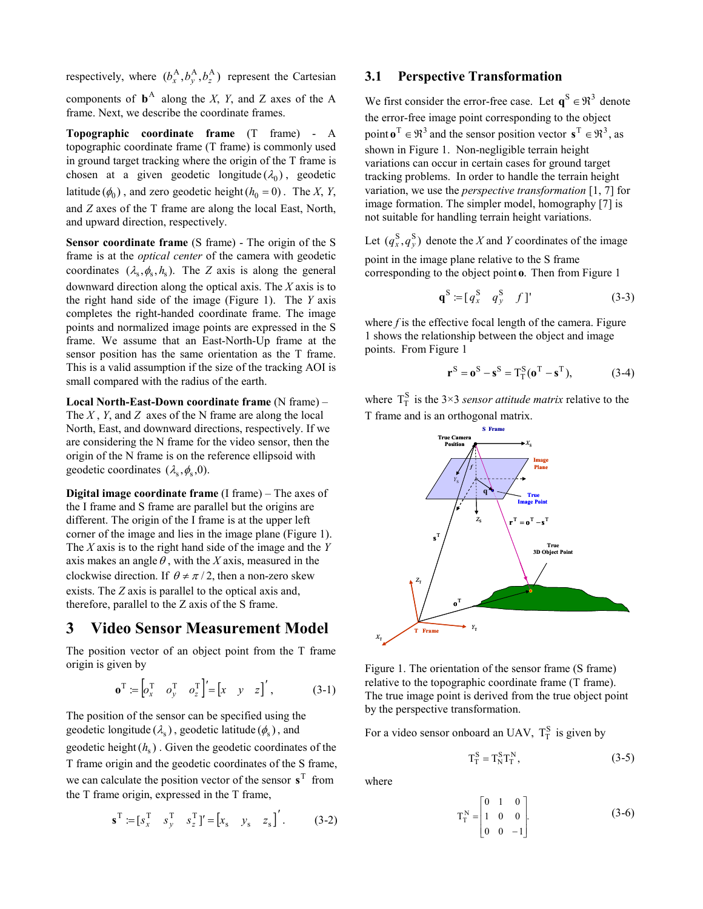respectively, where $(b_x^A, b_y^A, b_z^A)$ represent the Cartesian components of $\mathbf{b}^A$ along the *X*, *Y*, and Z axes of the A frame. Next, we describe the coordinate frames.

**Topographic coordinate frame** (T frame) - A topographic coordinate frame (T frame) is commonly used in ground target tracking where the origin of the T frame is chosen at a given geodetic longitude $(\lambda_0)$, geodetic latitude $(\phi_0)$, and zero geodetic height $(h_0 = 0)$. The *X*, *Y*, and *Z* axes of the T frame are along the local East, North, and upward direction, respectively.

**Sensor coordinate frame** (S frame) - The origin of the S frame is at the *optical center* of the camera with geodetic coordinates $(\lambda_s, \phi_s, h_s)$. The *Z* axis is along the general downward direction along the optical axis. The *X* axis is to the right hand side of the image (Figure 1). The *Y* axis completes the right-handed coordinate frame. The image points and normalized image points are expressed in the S frame. We assume that an East-North-Up frame at the sensor position has the same orientation as the T frame. This is a valid assumption if the size of the tracking AOI is small compared with the radius of the earth.

**Local North-East-Down coordinate frame** (N frame) – The *X*, *Y*, and *Z* axes of the N frame are along the local North, East, and downward directions, respectively. If we are considering the N frame for the video sensor, then the origin of the N frame is on the reference ellipsoid with geodetic coordinates $(\lambda_s, \phi_s, 0)$.

**Digital image coordinate frame** (I frame) – The axes of the I frame and S frame are parallel but the origins are different. The origin of the I frame is at the upper left corner of the image and lies in the image plane (Figure 1). The *X* axis is to the right hand side of the image and the *Y* axis makes an angle $\theta$, with the *X* axis, measured in the clockwise direction. If $\theta \neq \pi/2$, then a non-zero skew exists. The *Z* axis is parallel to the optical axis and, therefore, parallel to the Z axis of the S frame.

# 3 Video Sensor Measurement Model

The position vector of an object point from the T frame origin is given by

$$\mathbf{o}^{\mathrm{T}} := \begin{bmatrix} o_x^{\mathrm{T}} & o_y^{\mathrm{T}} & o_z^{\mathrm{T}} \end{bmatrix}' = \begin{bmatrix} x & y & z \end{bmatrix}', \tag{3-1}$$

The position of the sensor can be specified using the geodetic longitude $(\lambda_s)$, geodetic latitude $(\phi_s)$, and geodetic height $(h_s)$. Given the geodetic coordinates of the T frame origin and the geodetic coordinates of the S frame, we can calculate the position vector of the sensor $\mathbf{s}^{\mathrm{T}}$ from the T frame origin, expressed in the T frame,

$$\mathbf{s}^{\mathrm{T}} := [s_x^{\mathrm{T}} \quad s_y^{\mathrm{T}} \quad s_z^{\mathrm{T}}]' = \begin{bmatrix} x_s & y_s & z_s \end{bmatrix}'. \tag{3-2}$$

## 3.1 Perspective Transformation

We first consider the error-free case. Let $\mathbf{q}^{\mathrm{S}} \in \Re^3$ denote the error-free image point corresponding to the object point $\mathbf{o}^{\mathrm{T}} \in \Re^3$ and the sensor position vector $\mathbf{s}^{\mathrm{T}} \in \Re^3$, as shown in Figure 1. Non-negligible terrain height variations can occur in certain cases for ground target tracking problems. In order to handle the terrain height variation, we use the *perspective transformation* [1, 7] for image formation. The simpler model, homography [7] is not suitable for handling terrain height variations.

Let $(q_x^{\mathrm{S}}, q_y^{\mathrm{S}})$ denote the *X* and *Y* coordinates of the image point in the image plane relative to the S frame corresponding to the object point $\mathbf{o}$. Then from Figure 1

$$\mathbf{q}^{\mathrm{S}} := [q_x^{\mathrm{S}} \quad q_y^{\mathrm{S}} \quad f\,]' \tag{3-3}$$

where *f* is the effective focal length of the camera. Figure 1 shows the relationship between the object and image points. From Figure 1

$$\mathbf{r}^{\mathrm{S}} = \mathbf{o}^{\mathrm{S}} - \mathbf{s}^{\mathrm{S}} = \mathrm{T}_{\mathrm{T}}^{\mathrm{S}}(\mathbf{o}^{\mathrm{T}} - \mathbf{s}^{\mathrm{T}}), \tag{3-4}$$

where $\mathrm{T}_{\mathrm{T}}^{\mathrm{S}}$ is the 3×3 *sensor attitude matrix* relative to the T frame and is an orthogonal matrix.

Figure 1. The orientation of the sensor frame (S frame) relative to the topographic coordinate frame (T frame). The true image point is derived from the true object point by the perspective transformation.

For a video sensor onboard an UAV, $\mathrm{T}_{\mathrm{T}}^{\mathrm{S}}$ is given by

$$\mathrm{T}_{\mathrm{T}}^{\mathrm{S}} = \mathrm{T}_{\mathrm{N}}^{\mathrm{S}}\mathrm{T}_{\mathrm{T}}^{\mathrm{N}}, \tag{3-5}$$

where

$$\mathrm{T}_{\mathrm{T}}^{\mathrm{N}} = \begin{bmatrix} 0 & 1 & 0 \\ 1 & 0 & 0 \\ 0 & 0 & -1 \end{bmatrix}. \tag{3-6}$$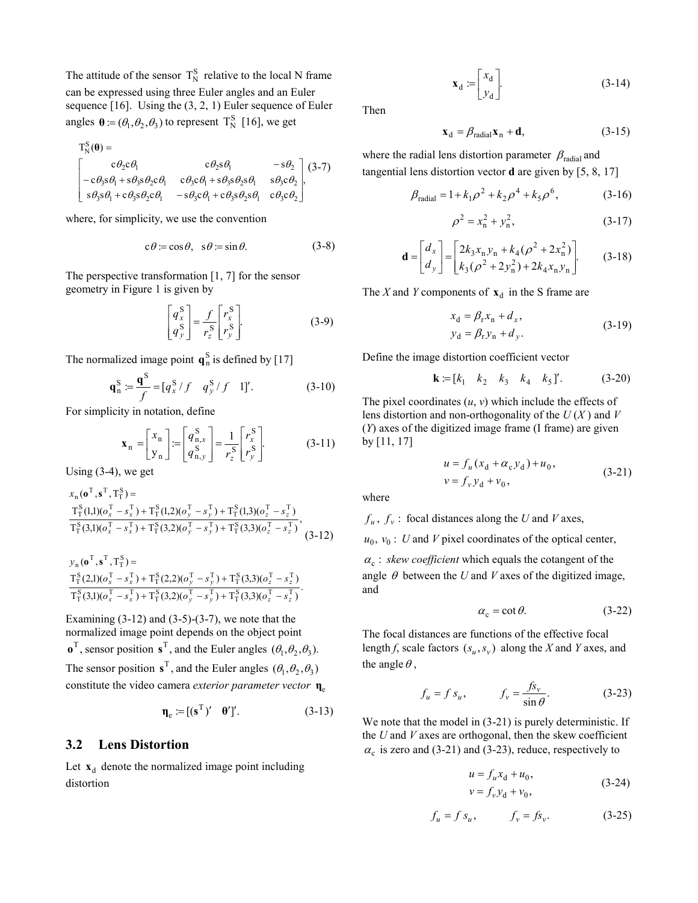The attitude of the sensor $T_N^S$ relative to the local N frame can be expressed using three Euler angles and an Euler sequence [16]. Using the (3, 2, 1) Euler sequence of Euler angles $\boldsymbol{\theta} := (\theta_1, \theta_2, \theta_3)$ to represent $T_N^S$ [16], we get

$$
T_N^S(\boldsymbol{\theta}) = \begin{bmatrix} c\theta_2 c\theta_1 & c\theta_2 s\theta_1 & -s\theta_2 \\ -c\theta_3 s\theta_1 + s\theta_3 s\theta_2 c\theta_1 & c\theta_3 c\theta_1 + s\theta_3 s\theta_2 s\theta_1 & s\theta_3 c\theta_2 \\ s\theta_3 s\theta_1 + c\theta_3 s\theta_2 c\theta_1 & -s\theta_3 c\theta_1 + c\theta_3 s\theta_2 s\theta_1 & c\theta_3 c\theta_2 \end{bmatrix}, \tag{3-7}
$$

where, for simplicity, we use the convention

$$
c\theta := \cos\theta, \quad s\theta := \sin\theta. \tag{3-8}
$$

The perspective transformation [1, 7] for the sensor geometry in Figure 1 is given by

$$
\begin{bmatrix} q_x^S \\ q_y^S \end{bmatrix} = \frac{f}{r_z^S} \begin{bmatrix} r_x^S \\ r_y^S \end{bmatrix}. \tag{3-9}
$$

The normalized image point $\mathbf{q}_n^S$ is defined by [17]

$$
\mathbf{q}_n^S := \frac{\mathbf{q}^S}{f} = [q_x^S / f \quad q_y^S / f \quad 1]'. \tag{3-10}
$$

For simplicity in notation, define

$$
\mathbf{x}_n = \begin{bmatrix} x_n \\ y_n \end{bmatrix} := \begin{bmatrix} q_{n,x}^S \\ q_{n,y}^S \end{bmatrix} = \frac{1}{r_z^S} \begin{bmatrix} r_x^S \\ r_y^S \end{bmatrix}. \tag{3-11}
$$

Using (3-4), we get

$$
x_n(\mathbf{o}^T, \mathbf{s}^T, T_T^S) = \frac{T_T^S(1,1)(o_x^T - s_x^T) + T_T^S(1,2)(o_y^T - s_y^T) + T_T^S(1,3)(o_z^T - s_z^T)}{T_T^S(3,1)(o_x^T - s_x^T) + T_T^S(3,2)(o_y^T - s_y^T) + T_T^S(3,3)(o_z^T - s_z^T)},
$$

$$
y_n(\mathbf{o}^T, \mathbf{s}^T, T_T^S) = \frac{T_T^S(2,1)(o_x^T - s_x^T) + T_T^S(2,2)(o_y^T - s_y^T) + T_T^S(3,3)(o_z^T - s_z^T)}{T_T^S(3,1)(o_x^T - s_x^T) + T_T^S(3,2)(o_y^T - s_y^T) + T_T^S(3,3)(o_z^T - s_z^T)}. \tag{3-12}
$$

Examining (3-12) and (3-5)-(3-7), we note that the normalized image point depends on the object point $\mathbf{o}^T$, sensor position $\mathbf{s}^T$, and the Euler angles $(\theta_1, \theta_2, \theta_3)$. The sensor position $\mathbf{s}^T$, and the Euler angles $(\theta_1, \theta_2, \theta_3)$ constitute the video camera *exterior parameter vector* $\boldsymbol{\eta}_e$

$$
\boldsymbol{\eta}_e := [(\mathbf{s}^T)' \quad \boldsymbol{\theta}']'. \tag{3-13}
$$

## 3.2 Lens Distortion

Let $\mathbf{x}_d$ denote the normalized image point including distortion

$$
\mathbf{x}_d := \begin{bmatrix} x_d \\ y_d \end{bmatrix}. \tag{3-14}
$$

Then

$$
\mathbf{x}_d = \beta_{\text{radial}} \mathbf{x}_n + \mathbf{d}, \tag{3-15}
$$

where the radial lens distortion parameter $\beta_{\text{radial}}$ and tangential lens distortion vector $\mathbf{d}$ are given by [5, 8, 17]

$$
\beta_{\text{radial}} = 1 + k_1 \rho^2 + k_2 \rho^4 + k_5 \rho^6, \tag{3-16}
$$

$$
\rho^2 = x_n^2 + y_n^2, \tag{3-17}
$$

$$
\mathbf{d} = \begin{bmatrix} d_x \\ d_y \end{bmatrix} = \begin{bmatrix} 2k_3 x_n y_n + k_4(\rho^2 + 2x_n^2) \\ k_3(\rho^2 + 2y_n^2) + 2k_4 x_n y_n \end{bmatrix}. \tag{3-18}
$$

The $X$ and $Y$ components of $\mathbf{x}_d$ in the S frame are

$$
\begin{aligned} x_d &= \beta_r x_n + d_x, \\ y_d &= \beta_r y_n + d_y. \end{aligned} \tag{3-19}
$$

Define the image distortion coefficient vector

$$
\mathbf{k} := [k_1 \quad k_2 \quad k_3 \quad k_4 \quad k_5]'. \tag{3-20}
$$

The pixel coordinates ($u$, $v$) which include the effects of lens distortion and non-orthogonality of the $U$ ($X$) and $V$ ($Y$) axes of the digitized image frame (I frame) are given by [11, 17]

$$
\begin{aligned} u &= f_u(x_d + \alpha_c y_d) + u_0, \\ v &= f_v y_d + v_0, \end{aligned} \tag{3-21}
$$

where

$f_u$, $f_v$ : focal distances along the $U$ and $V$ axes,

$u_0$, $v_0$ : $U$ and $V$ pixel coordinates of the optical center,

$\alpha_c$ : *skew coefficient* which equals the cotangent of the angle $\theta$ between the $U$ and $V$ axes of the digitized image, and

$$
\alpha_c = \cot\theta. \tag{3-22}
$$

The focal distances are functions of the effective focal length $f$, scale factors $(s_u, s_v)$ along the $X$ and $Y$ axes, and the angle $\theta$,

$$
f_u = f\, s_u, \qquad f_v = \frac{f s_v}{\sin\theta}. \tag{3-23}
$$

We note that the model in (3-21) is purely deterministic. If the $U$ and $V$ axes are orthogonal, then the skew coefficient $\alpha_c$ is zero and (3-21) and (3-23), reduce, respectively to

$$
\begin{aligned} u &= f_u x_d + u_0, \\ v &= f_v y_d + v_0, \end{aligned} \tag{3-24}
$$

$$
f_u = f\, s_u, \qquad f_v = f s_v. \tag{3-25}
$$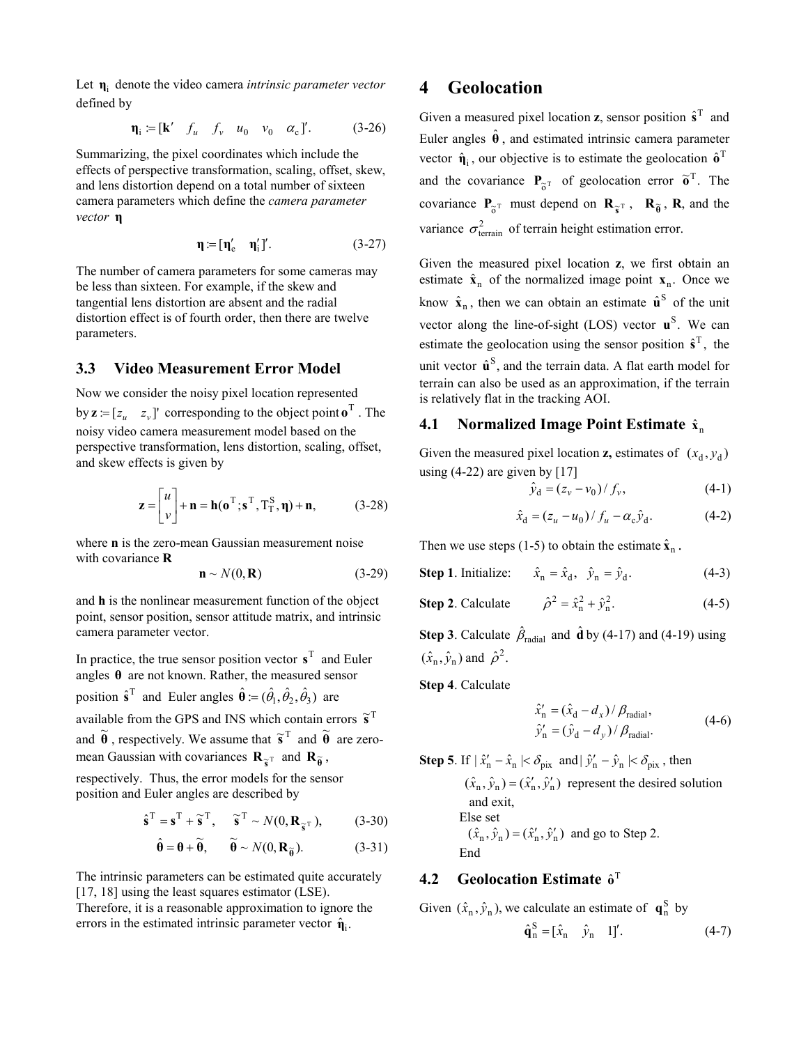Let $\boldsymbol{\eta}_{\mathrm{i}}$ denote the video camera *intrinsic parameter vector* defined by

$$\boldsymbol{\eta}_{\mathrm{i}} := [\mathbf{k}' \quad f_u \quad f_v \quad u_0 \quad v_0 \quad \alpha_{\mathrm{c}}]'. \tag{3-26}$$

Summarizing, the pixel coordinates which include the effects of perspective transformation, scaling, offset, skew, and lens distortion depend on a total number of sixteen camera parameters which define the *camera parameter vector* $\boldsymbol{\eta}$

$$\boldsymbol{\eta} := [\boldsymbol{\eta}_{\mathrm{e}}' \quad \boldsymbol{\eta}_{\mathrm{i}}']'. \tag{3-27}$$

The number of camera parameters for some cameras may be less than sixteen. For example, if the skew and tangential lens distortion are absent and the radial distortion effect is of fourth order, then there are twelve parameters.

### 3.3 Video Measurement Error Model

Now we consider the noisy pixel location represented by $\mathbf{z} := [z_u \quad z_v]'$ corresponding to the object point $\mathbf{o}^{\mathrm{T}}$. The noisy video camera measurement model based on the perspective transformation, lens distortion, scaling, offset, and skew effects is given by

$$\mathbf{z} = \begin{bmatrix} u \\ v \end{bmatrix} + \mathbf{n} = \mathbf{h}(\mathbf{o}^{\mathrm{T}}; \mathbf{s}^{\mathrm{T}}, \mathrm{T}_{\mathrm{T}}^{\mathrm{S}}, \boldsymbol{\eta}) + \mathbf{n}, \tag{3-28}$$

where $\mathbf{n}$ is the zero-mean Gaussian measurement noise with covariance $\mathbf{R}$

$$\mathbf{n} \sim N(0, \mathbf{R}) \tag{3-29}$$

and $\mathbf{h}$ is the nonlinear measurement function of the object point, sensor position, sensor attitude matrix, and intrinsic camera parameter vector.

In practice, the true sensor position vector $\mathbf{s}^{\mathrm{T}}$ and Euler angles $\boldsymbol{\theta}$ are not known. Rather, the measured sensor position $\hat{\mathbf{s}}^{\mathrm{T}}$ and Euler angles $\hat{\boldsymbol{\theta}} := (\hat{\theta}_1, \hat{\theta}_2, \hat{\theta}_3)$ are available from the GPS and INS which contain errors $\tilde{\mathbf{s}}^{\mathrm{T}}$ and $\tilde{\boldsymbol{\theta}}$, respectively. We assume that $\tilde{\mathbf{s}}^{\mathrm{T}}$ and $\tilde{\boldsymbol{\theta}}$ are zero-mean Gaussian with covariances $\mathbf{R}_{\tilde{\mathbf{s}}^{\mathrm{T}}}$ and $\mathbf{R}_{\tilde{\boldsymbol{\theta}}}$, respectively. Thus, the error models for the sensor position and Euler angles are described by

$$\hat{\mathbf{s}}^{\mathrm{T}} = \mathbf{s}^{\mathrm{T}} + \tilde{\mathbf{s}}^{\mathrm{T}}, \quad \tilde{\mathbf{s}}^{\mathrm{T}} \sim N(0, \mathbf{R}_{\tilde{\mathbf{s}}^{\mathrm{T}}}), \tag{3-30}$$

$$\hat{\boldsymbol{\theta}} = \boldsymbol{\theta} + \tilde{\boldsymbol{\theta}}, \quad \tilde{\boldsymbol{\theta}} \sim N(0, \mathbf{R}_{\tilde{\boldsymbol{\theta}}}). \tag{3-31}$$

The intrinsic parameters can be estimated quite accurately [17, 18] using the least squares estimator (LSE). Therefore, it is a reasonable approximation to ignore the errors in the estimated intrinsic parameter vector $\hat{\boldsymbol{\eta}}_{\mathrm{i}}$.

## 4 Geolocation

Given a measured pixel location $\mathbf{z}$, sensor position $\hat{\mathbf{s}}^{\mathrm{T}}$ and Euler angles $\hat{\boldsymbol{\theta}}$, and estimated intrinsic camera parameter vector $\hat{\boldsymbol{\eta}}_{\mathrm{i}}$, our objective is to estimate the geolocation $\hat{\mathbf{o}}^{\mathrm{T}}$ and the covariance $\mathbf{P}_{\tilde{\mathbf{o}}^{\mathrm{T}}}$ of geolocation error $\tilde{\mathbf{o}}^{\mathrm{T}}$. The covariance $\mathbf{P}_{\tilde{\mathbf{o}}^{\mathrm{T}}}$ must depend on $\mathbf{R}_{\tilde{\mathbf{s}}^{\mathrm{T}}}$, $\mathbf{R}_{\tilde{\boldsymbol{\theta}}}$, $\mathbf{R}$, and the variance $\sigma_{\mathrm{terrain}}^2$ of terrain height estimation error.

Given the measured pixel location $\mathbf{z}$, we first obtain an estimate $\hat{\mathbf{x}}_{\mathrm{n}}$ of the normalized image point $\mathbf{x}_{\mathrm{n}}$. Once we know $\hat{\mathbf{x}}_{\mathrm{n}}$, then we can obtain an estimate $\hat{\mathbf{u}}^{\mathrm{S}}$ of the unit vector along the line-of-sight (LOS) vector $\mathbf{u}^{\mathrm{S}}$. We can estimate the geolocation using the sensor position $\hat{\mathbf{s}}^{\mathrm{T}}$, the unit vector $\hat{\mathbf{u}}^{\mathrm{S}}$, and the terrain data. A flat earth model for terrain can also be used as an approximation, if the terrain is relatively flat in the tracking AOI.

### 4.1 Normalized Image Point Estimate $\hat{\mathbf{x}}_{\mathrm{n}}$

Given the measured pixel location $\mathbf{z}$, estimates of $(x_{\mathrm{d}}, y_{\mathrm{d}})$ using (4-22) are given by [17]

$$\hat{y}_{\mathrm{d}} = (z_v - v_0) / f_v, \tag{4-1}$$

$$\hat{x}_{\mathrm{d}} = (z_u - u_0) / f_u - \alpha_{\mathrm{c}} \hat{y}_{\mathrm{d}}. \tag{4-2}$$

Then we use steps (1-5) to obtain the estimate $\hat{\mathbf{x}}_{\mathrm{n}}$.

**Step 1**. Initialize: $\quad \hat{x}_{\mathrm{n}} = \hat{x}_{\mathrm{d}}, \ \hat{y}_{\mathrm{n}} = \hat{y}_{\mathrm{d}}. \qquad$ (4-3)

**Step 2**. Calculate $\quad \hat{\rho}^2 = \hat{x}_{\mathrm{n}}^2 + \hat{y}_{\mathrm{n}}^2. \qquad$ (4-5)

**Step 3**. Calculate $\hat{\beta}_{\mathrm{radial}}$ and $\hat{\mathbf{d}}$ by (4-17) and (4-19) using $(\hat{x}_{\mathrm{n}}, \hat{y}_{\mathrm{n}})$ and $\hat{\rho}^2$.

**Step 4**. Calculate

$$\begin{aligned} \hat{x}_{\mathrm{n}}' &= (\hat{x}_{\mathrm{d}} - d_x) / \beta_{\mathrm{radial}}, \\ \hat{y}_{\mathrm{n}}' &= (\hat{y}_{\mathrm{d}} - d_y) / \beta_{\mathrm{radial}}. \end{aligned} \tag{4-6}$$

**Step 5**. If $|\hat{x}_{\mathrm{n}}' - \hat{x}_{\mathrm{n}}| < \delta_{\mathrm{pix}}$ and $|\hat{y}_{\mathrm{n}}' - \hat{y}_{\mathrm{n}}| < \delta_{\mathrm{pix}}$, then

$(\hat{x}_{\mathrm{n}}, \hat{y}_{\mathrm{n}}) = (\hat{x}_{\mathrm{n}}', \hat{y}_{\mathrm{n}}')$ represent the desired solution and exit,

Else set

$(\hat{x}_{\mathrm{n}}, \hat{y}_{\mathrm{n}}) = (\hat{x}_{\mathrm{n}}', \hat{y}_{\mathrm{n}}')$ and go to Step 2.

End

### 4.2 Geolocation Estimate $\hat{\mathbf{o}}^{\mathrm{T}}$

Given $(\hat{x}_{\mathrm{n}}, \hat{y}_{\mathrm{n}})$, we calculate an estimate of $\mathbf{q}_{\mathrm{n}}^{\mathrm{S}}$ by

$$\hat{\mathbf{q}}_{\mathrm{n}}^{\mathrm{S}} = [\hat{x}_{\mathrm{n}} \quad \hat{y}_{\mathrm{n}} \quad 1]'. \tag{4-7}$$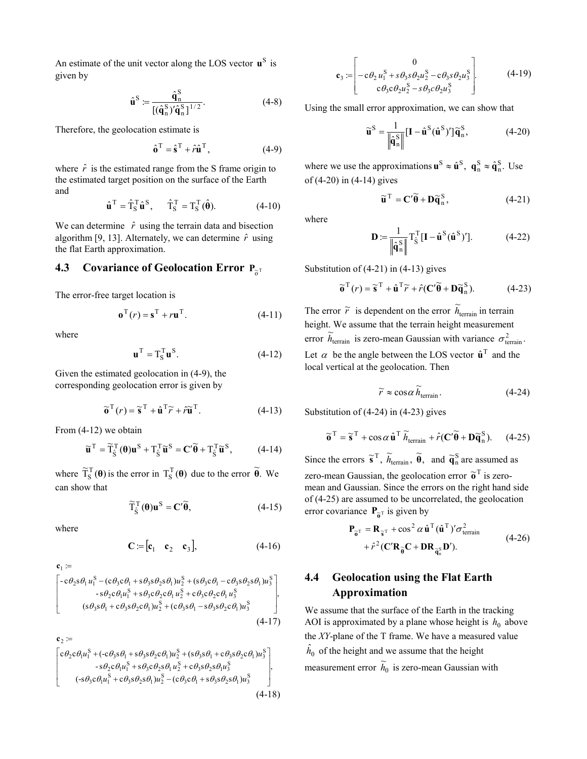An estimate of the unit vector along the LOS vector $\mathbf{u}^S$ is given by

$$\hat{\mathbf{u}}^S := \frac{\hat{\mathbf{q}}_n^S}{[(\hat{\mathbf{q}}_n^S)'\hat{\mathbf{q}}_n^S]^{1/2}}. \tag{4-8}$$

Therefore, the geolocation estimate is

$$\hat{\mathbf{o}}^T = \hat{\mathbf{s}}^T + \hat{r}\hat{\mathbf{u}}^T, \tag{4-9}$$

where $\hat{r}$ is the estimated range from the S frame origin to the estimated target position on the surface of the Earth and

$$\hat{\mathbf{u}}^T = \hat{T}_S^T \hat{\mathbf{u}}^S, \quad \hat{T}_S^T = T_S^T(\hat{\boldsymbol{\theta}}). \tag{4-10}$$

We can determine $\hat{r}$ using the terrain data and bisection algorithm [9, 13]. Alternately, we can determine $\hat{r}$ using the flat Earth approximation.

## 4.3 Covariance of Geolocation Error $\mathbf{P}_{\tilde{o}^T}$

The error-free target location is

$$\mathbf{o}^T(r) = \mathbf{s}^T + r\mathbf{u}^T. \tag{4-11}$$

where

$$\mathbf{u}^T = T_S^T \mathbf{u}^S. \tag{4-12}$$

Given the estimated geolocation in (4-9), the corresponding geolocation error is given by

$$\tilde{\mathbf{o}}^T(r) = \tilde{\mathbf{s}}^T + \hat{\mathbf{u}}^T \tilde{r} + \hat{r}\tilde{\mathbf{u}}^T. \tag{4-13}$$

From (4-12) we obtain

$$\tilde{\mathbf{u}}^T = \tilde{T}_{\hat{S}}^T(\boldsymbol{\theta})\mathbf{u}^S + T_{\hat{S}}^T \tilde{\mathbf{u}}^S = \mathbf{C}'\tilde{\boldsymbol{\theta}} + T_{\hat{S}}^T \tilde{\mathbf{u}}^S, \tag{4-14}$$

where $\tilde{T}_S^T(\boldsymbol{\theta})$ is the error in $T_S^T(\boldsymbol{\theta})$ due to the error $\tilde{\boldsymbol{\theta}}$. We can show that

$$\tilde{T}_{\hat{S}}^T(\boldsymbol{\theta})\mathbf{u}^S = \mathbf{C}'\tilde{\boldsymbol{\theta}}, \tag{4-15}$$

where

$$\mathbf{C} := \begin{bmatrix} \mathbf{c}_1 & \mathbf{c}_2 & \mathbf{c}_3 \end{bmatrix}, \tag{4-16}$$

$$\mathbf{c}_1 := \begin{bmatrix} -c\theta_2 s\theta_1 u_1^S - (c\theta_3 c\theta_1 + s\theta_3 s\theta_2 s\theta_1)u_2^S + (s\theta_3 c\theta_1 - c\theta_3 s\theta_2 s\theta_1)u_3^S \\ -s\theta_2 c\theta_1 u_1^S + s\theta_3 c\theta_2 c\theta_1 u_2^S + c\theta_3 c\theta_2 c\theta_1 u_3^S \\ (s\theta_3 s\theta_1 + c\theta_3 s\theta_2 c\theta_1)u_2^S + (c\theta_3 s\theta_1 - s\theta_3 s\theta_2 c\theta_1)u_3^S \end{bmatrix}, \tag{4-17}$$

$$\mathbf{c}_2 := \begin{bmatrix} c\theta_2 c\theta_1 u_1^S + (-c\theta_3 s\theta_1 + s\theta_3 s\theta_2 c\theta_1)u_2^S + (s\theta_3 s\theta_1 + c\theta_3 s\theta_2 c\theta_1)u_3^S \\ -s\theta_2 c\theta_1 u_1^S + s\theta_3 c\theta_2 s\theta_1 u_2^S + c\theta_3 s\theta_2 s\theta_1 u_3^S \\ (-s\theta_3 c\theta_1 u_1^S + c\theta_3 s\theta_2 s\theta_1)u_2^S - (c\theta_3 c\theta_1 + s\theta_3 s\theta_2 s\theta_1)u_3^S \end{bmatrix}, \tag{4-18}$$

$$\mathbf{c}_3 := \begin{bmatrix} 0 \\ -c\theta_2 u_1^S + s\theta_3 s\theta_2 u_2^S - c\theta_3 s\theta_2 u_3^S \\ c\theta_3 c\theta_2 u_2^S - s\theta_3 c\theta_2 u_3^S \end{bmatrix}. \tag{4-19}$$

Using the small error approximation, we can show that

$$\tilde{\mathbf{u}}^S = \frac{1}{\left\|\hat{\mathbf{q}}_n^S\right\|}[\mathbf{I} - \hat{\mathbf{u}}^S(\hat{\mathbf{u}}^S)']\tilde{\mathbf{q}}_n^S, \tag{4-20}$$

where we use the approximations $\mathbf{u}^S \approx \hat{\mathbf{u}}^S$, $\mathbf{q}_n^S \approx \hat{\mathbf{q}}_n^S$. Use of (4-20) in (4-14) gives

$$\tilde{\mathbf{u}}^T = \mathbf{C}'\tilde{\boldsymbol{\theta}} + \mathbf{D}\tilde{\mathbf{q}}_n^S, \tag{4-21}$$

where

$$\mathbf{D} := \frac{1}{\left\|\hat{\mathbf{q}}_n^S\right\|} T_{\hat{S}}^T [\mathbf{I} - \hat{\mathbf{u}}^S(\hat{\mathbf{u}}^S)']. \tag{4-22}$$

Substitution of (4-21) in (4-13) gives

$$\tilde{\mathbf{o}}^T(r) = \tilde{\mathbf{s}}^T + \hat{\mathbf{u}}^T \tilde{r} + \hat{r}(\mathbf{C}'\tilde{\boldsymbol{\theta}} + \mathbf{D}\tilde{\mathbf{q}}_n^S). \tag{4-23}$$

The error $\tilde{r}$ is dependent on the error $\tilde{h}_{\text{terrain}}$ in terrain height. We assume that the terrain height measurement error $\tilde{h}_{\text{terrain}}$ is zero-mean Gaussian with variance $\sigma_{\text{terrain}}^2$. Let $\alpha$ be the angle between the LOS vector $\hat{\mathbf{u}}^T$ and the local vertical at the geolocation. Then

$$\tilde{r} \approx \cos\alpha\, \tilde{h}_{\text{terrain}}. \tag{4-24}$$

Substitution of (4-24) in (4-23) gives

$$\tilde{\mathbf{o}}^T = \tilde{\mathbf{s}}^T + \cos\alpha\, \hat{\mathbf{u}}^T \tilde{h}_{\text{terrain}} + \hat{r}(\mathbf{C}'\tilde{\boldsymbol{\theta}} + \mathbf{D}\tilde{\mathbf{q}}_n^S). \tag{4-25}$$

Since the errors $\tilde{\mathbf{s}}^T$, $\tilde{h}_{\text{terrain}}$, $\tilde{\boldsymbol{\theta}}$, and $\tilde{\mathbf{q}}_n^S$ are assumed as zero-mean Gaussian, the geolocation error $\tilde{\mathbf{o}}^T$ is zero-mean and Gaussian. Since the errors on the right hand side of (4-25) are assumed to be uncorrelated, the geolocation error covariance $\mathbf{P}_{\tilde{\mathbf{o}}^T}$ is given by

$$\begin{aligned} \mathbf{P}_{\tilde{\mathbf{o}}^T} &= \mathbf{R}_{\tilde{\mathbf{s}}^T} + \cos^2\alpha\, \hat{\mathbf{u}}^T(\hat{\mathbf{u}}^T)'\sigma_{\text{terrain}}^2 \\ &+ \hat{r}^2(\mathbf{C}'\mathbf{R}_{\tilde{\boldsymbol{\theta}}}\mathbf{C} + \mathbf{D}\mathbf{R}_{\tilde{\mathbf{q}}_n^S}\mathbf{D}'). \end{aligned} \tag{4-26}$$

## 4.4 Geolocation using the Flat Earth Approximation

We assume that the surface of the Earth in the tracking AOI is approximated by a plane whose height is $h_0$ above the *XY*-plane of the T frame. We have a measured value $\hat{h}_0$ of the height and we assume that the height measurement error $\tilde{h}_0$ is zero-mean Gaussian with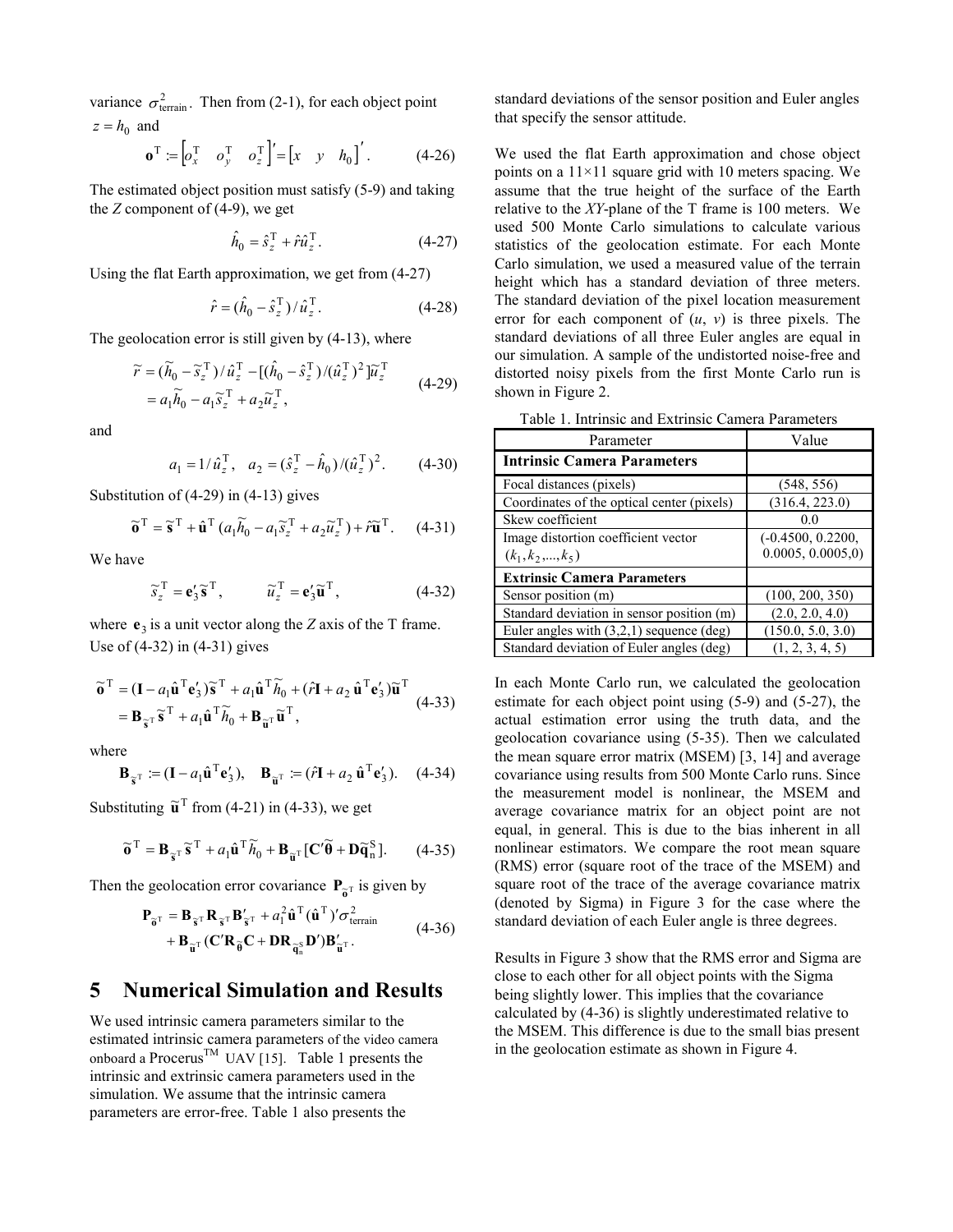variance $\sigma^2_{\text{terrain}}$. Then from (2-1), for each object point $z = h_0$ and

$$\mathbf{o}^{\mathrm{T}} := \begin{bmatrix} o_x^{\mathrm{T}} & o_y^{\mathrm{T}} & o_z^{\mathrm{T}} \end{bmatrix}' = \begin{bmatrix} x & y & h_0 \end{bmatrix}'. \tag{4-26}$$

The estimated object position must satisfy (5-9) and taking the $Z$ component of (4-9), we get

$$\hat{h}_0 = \hat{s}_z^{\mathrm{T}} + \hat{r}\hat{u}_z^{\mathrm{T}}. \tag{4-27}$$

Using the flat Earth approximation, we get from (4-27)

$$\hat{r} = (\hat{h}_0 - \hat{s}_z^{\mathrm{T}}) / \hat{u}_z^{\mathrm{T}}. \tag{4-28}$$

The geolocation error is still given by (4-13), where

$$\begin{aligned} \tilde{r} &= (\tilde{h}_0 - \tilde{s}_z^{\mathrm{T}}) / \hat{u}_z^{\mathrm{T}} - [(\hat{h}_0 - \hat{s}_z^{\mathrm{T}}) / (\hat{u}_z^{\mathrm{T}})^2] \tilde{u}_z^{\mathrm{T}} \\ &= a_1 \tilde{h}_0 - a_1 \tilde{s}_z^{\mathrm{T}} + a_2 \tilde{u}_z^{\mathrm{T}}, \end{aligned} \tag{4-29}$$

and

$$a_1 = 1/\hat{u}_z^{\mathrm{T}}, \quad a_2 = (\hat{s}_z^{\mathrm{T}} - \hat{h}_0)/(\hat{u}_z^{\mathrm{T}})^2. \tag{4-30}$$

Substitution of (4-29) in (4-13) gives

$$\tilde{\mathbf{o}}^{\mathrm{T}} = \tilde{\mathbf{s}}^{\mathrm{T}} + \hat{\mathbf{u}}^{\mathrm{T}} (a_1 \tilde{h}_0 - a_1 \tilde{s}_z^{\mathrm{T}} + a_2 \tilde{u}_z^{\mathrm{T}}) + \hat{r} \tilde{\mathbf{u}}^{\mathrm{T}}. \tag{4-31}$$

We have

$$\tilde{s}_z^{\mathrm{T}} = \mathbf{e}_3' \tilde{\mathbf{s}}^{\mathrm{T}}, \qquad \tilde{u}_z^{\mathrm{T}} = \mathbf{e}_3' \tilde{\mathbf{u}}^{\mathrm{T}}, \tag{4-32}$$

where $\mathbf{e}_3$ is a unit vector along the $Z$ axis of the T frame. Use of (4-32) in (4-31) gives

$$\begin{aligned} \tilde{\mathbf{o}}^{\mathrm{T}} &= (\mathbf{I} - a_1 \hat{\mathbf{u}}^{\mathrm{T}} \mathbf{e}_3') \tilde{\mathbf{s}}^{\mathrm{T}} + a_1 \hat{\mathbf{u}}^{\mathrm{T}} \tilde{h}_0 + (\hat{r}\mathbf{I} + a_2\, \hat{\mathbf{u}}^{\mathrm{T}} \mathbf{e}_3') \tilde{\mathbf{u}}^{\mathrm{T}} \\ &= \mathbf{B}_{\tilde{\mathbf{s}}^{\mathrm{T}}} \tilde{\mathbf{s}}^{\mathrm{T}} + a_1 \hat{\mathbf{u}}^{\mathrm{T}} \tilde{h}_0 + \mathbf{B}_{\tilde{\mathbf{u}}^{\mathrm{T}}} \tilde{\mathbf{u}}^{\mathrm{T}}, \end{aligned} \tag{4-33}$$

where

$$\mathbf{B}_{\tilde{\mathbf{s}}^{\mathrm{T}}} := (\mathbf{I} - a_1 \hat{\mathbf{u}}^{\mathrm{T}} \mathbf{e}_3'), \quad \mathbf{B}_{\tilde{\mathbf{u}}^{\mathrm{T}}} := (\hat{r}\mathbf{I} + a_2\, \hat{\mathbf{u}}^{\mathrm{T}} \mathbf{e}_3'). \tag{4-34}$$

Substituting $\tilde{\mathbf{u}}^{\mathrm{T}}$ from (4-21) in (4-33), we get

$$\tilde{\mathbf{o}}^{\mathrm{T}} = \mathbf{B}_{\tilde{\mathbf{s}}^{\mathrm{T}}} \tilde{\mathbf{s}}^{\mathrm{T}} + a_1 \hat{\mathbf{u}}^{\mathrm{T}} \tilde{h}_0 + \mathbf{B}_{\tilde{\mathbf{u}}^{\mathrm{T}}} [\mathbf{C}' \tilde{\boldsymbol{\theta}} + \mathbf{D} \tilde{\mathbf{q}}_{\mathrm{n}}^{\mathrm{S}}]. \tag{4-35}$$

Then the geolocation error covariance $\mathbf{P}_{\tilde{\mathbf{o}}^{\mathrm{T}}}$ is given by

$$\begin{aligned} \mathbf{P}_{\tilde{\mathbf{o}}^{\mathrm{T}}} &= \mathbf{B}_{\tilde{\mathbf{s}}^{\mathrm{T}}} \mathbf{R}_{\tilde{\mathbf{s}}^{\mathrm{T}}} \mathbf{B}_{\tilde{\mathbf{s}}^{\mathrm{T}}}' + a_1^2 \hat{\mathbf{u}}^{\mathrm{T}} (\hat{\mathbf{u}}^{\mathrm{T}})' \sigma^2_{\text{terrain}} \\ &\quad + \mathbf{B}_{\tilde{\mathbf{u}}^{\mathrm{T}}} (\mathbf{C}' \mathbf{R}_{\tilde{\boldsymbol{\theta}}} \mathbf{C} + \mathbf{D} \mathbf{R}_{\tilde{\mathbf{q}}_{\mathrm{n}}^{\mathrm{S}}} \mathbf{D}') \mathbf{B}_{\tilde{\mathbf{u}}^{\mathrm{T}}}'. \end{aligned} \tag{4-36}$$

# 5 Numerical Simulation and Results

We used intrinsic camera parameters similar to the estimated intrinsic camera parameters of the video camera onboard a Procerus[TM] UAV [15]. Table 1 presents the intrinsic and extrinsic camera parameters used in the simulation. We assume that the intrinsic camera parameters are error-free. Table 1 also presents the standard deviations of the sensor position and Euler angles that specify the sensor attitude.

We used the flat Earth approximation and chose object points on a 11×11 square grid with 10 meters spacing. We assume that the true height of the surface of the Earth relative to the $XY$-plane of the T frame is 100 meters. We used 500 Monte Carlo simulations to calculate various statistics of the geolocation estimate. For each Monte Carlo simulation, we used a measured value of the terrain height which has a standard deviation of three meters. The standard deviation of the pixel location measurement error for each component of ($u$, $v$) is three pixels. The standard deviations of all three Euler angles are equal in our simulation. A sample of the undistorted noise-free and distorted noisy pixels from the first Monte Carlo run is shown in Figure 2.

Table 1. Intrinsic and Extrinsic Camera Parameters

| Parameter | Value |
|---|---|
| **Intrinsic Camera Parameters** | |
| Focal distances (pixels) | (548, 556) |
| Coordinates of the optical center (pixels) | (316.4, 223.0) |
| Skew coefficient | 0.0 |
| Image distortion coefficient vector $(k_1, k_2, ..., k_5)$ | (-0.4500, 0.2200, 0.0005, 0.0005,0) |
| **Extrinsic Camera Parameters** | |
| Sensor position (m) | (100, 200, 350) |
| Standard deviation in sensor position (m) | (2.0, 2.0, 4.0) |
| Euler angles with (3,2,1) sequence (deg) | (150.0, 5.0, 3.0) |
| Standard deviation of Euler angles (deg) | (1, 2, 3, 4, 5) |

In each Monte Carlo run, we calculated the geolocation estimate for each object point using (5-9) and (5-27), the actual estimation error using the truth data, and the geolocation covariance using (5-35). Then we calculated the mean square error matrix (MSEM) [3, 14] and average covariance using results from 500 Monte Carlo runs. Since the measurement model is nonlinear, the MSEM and average covariance matrix for an object point are not equal, in general. This is due to the bias inherent in all nonlinear estimators. We compare the root mean square (RMS) error (square root of the trace of the MSEM) and square root of the trace of the average covariance matrix (denoted by Sigma) in Figure 3 for the case where the standard deviation of each Euler angle is three degrees.

Results in Figure 3 show that the RMS error and Sigma are close to each other for all object points with the Sigma being slightly lower. This implies that the covariance calculated by (4-36) is slightly underestimated relative to the MSEM. This difference is due to the small bias present in the geolocation estimate as shown in Figure 4.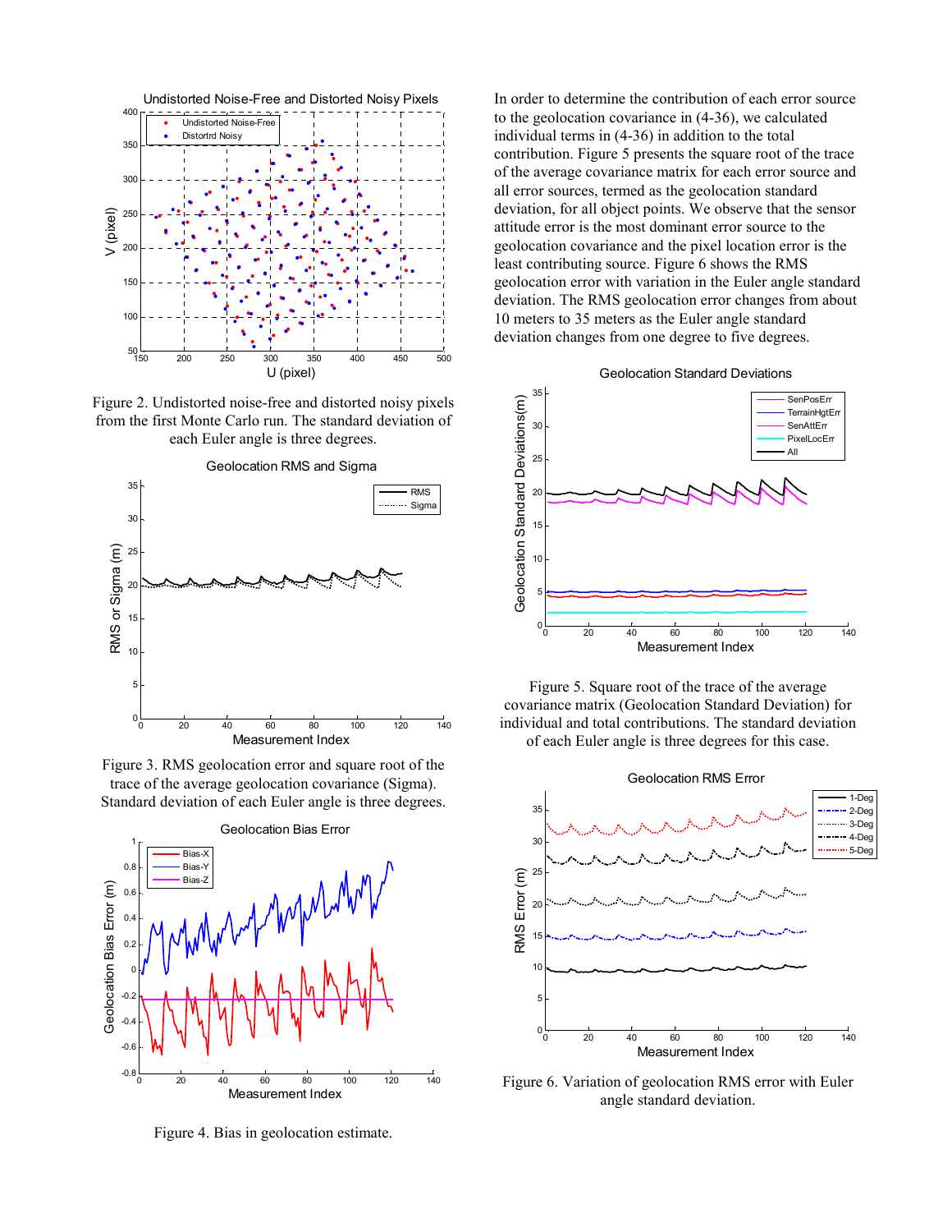Figure 2. Undistorted noise-free and distorted noisy pixels from the first Monte Carlo run. The standard deviation of each Euler angle is three degrees.

Figure 3. RMS geolocation error and square root of the trace of the average geolocation covariance (Sigma). Standard deviation of each Euler angle is three degrees.

Figure 4. Bias in geolocation estimate.

In order to determine the contribution of each error source to the geolocation covariance in (4-36), we calculated individual terms in (4-36) in addition to the total contribution. Figure 5 presents the square root of the trace of the average covariance matrix for each error source and all error sources, termed as the geolocation standard deviation, for all object points. We observe that the sensor attitude error is the most dominant error source to the geolocation covariance and the pixel location error is the least contributing source. Figure 6 shows the RMS geolocation error with variation in the Euler angle standard deviation. The RMS geolocation error changes from about 10 meters to 35 meters as the Euler angle standard deviation changes from one degree to five degrees.

Figure 5. Square root of the trace of the average covariance matrix (Geolocation Standard Deviation) for individual and total contributions. The standard deviation of each Euler angle is three degrees for this case.

Figure 6. Variation of geolocation RMS error with Euler angle standard deviation.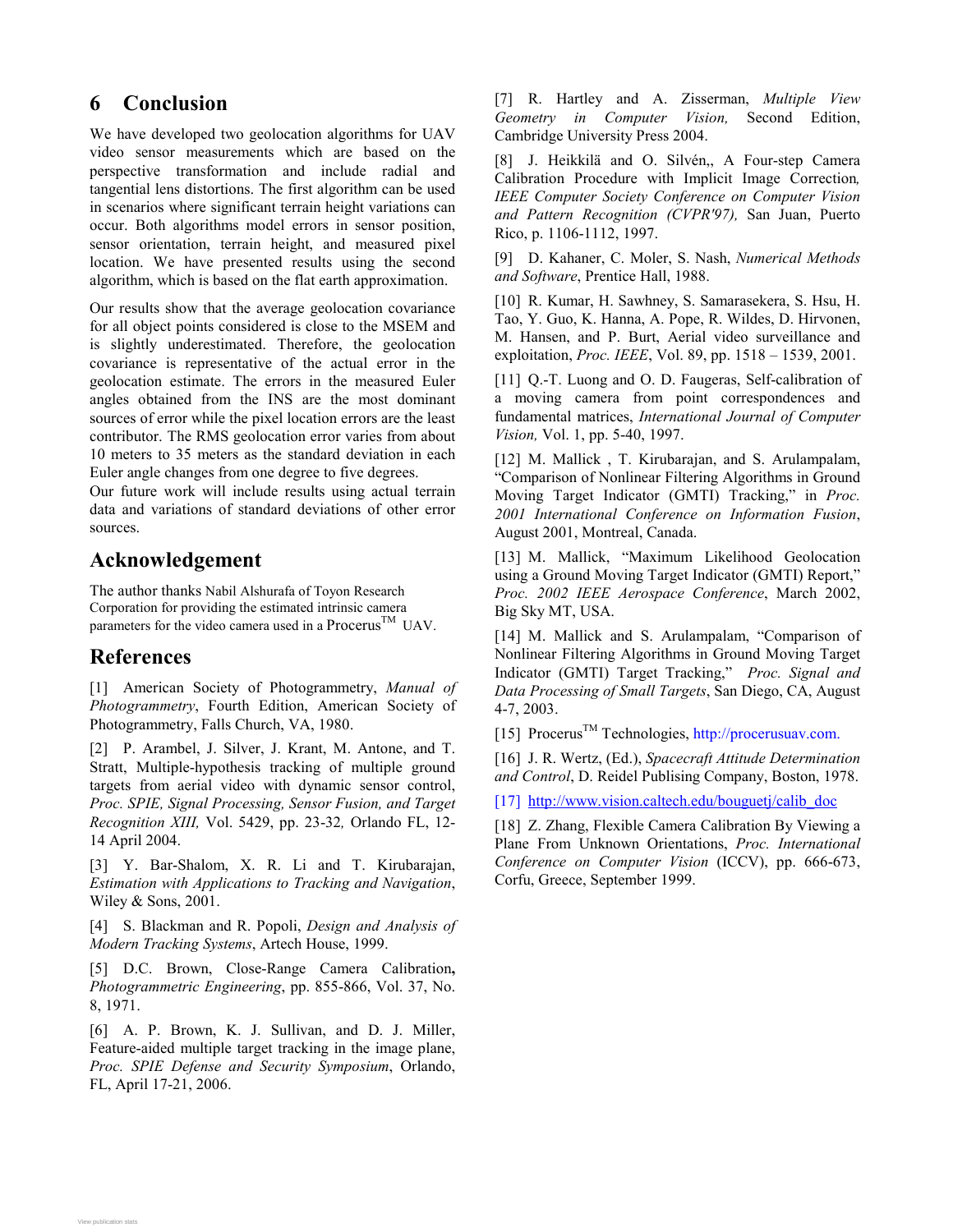## 6 Conclusion

We have developed two geolocation algorithms for UAV video sensor measurements which are based on the perspective transformation and include radial and tangential lens distortions. The first algorithm can be used in scenarios where significant terrain height variations can occur. Both algorithms model errors in sensor position, sensor orientation, terrain height, and measured pixel location. We have presented results using the second algorithm, which is based on the flat earth approximation.

Our results show that the average geolocation covariance for all object points considered is close to the MSEM and is slightly underestimated. Therefore, the geolocation covariance is representative of the actual error in the geolocation estimate. The errors in the measured Euler angles obtained from the INS are the most dominant sources of error while the pixel location errors are the least contributor. The RMS geolocation error varies from about 10 meters to 35 meters as the standard deviation in each Euler angle changes from one degree to five degrees.
Our future work will include results using actual terrain data and variations of standard deviations of other error sources.

## Acknowledgement

The author thanks Nabil Alshurafa of Toyon Research Corporation for providing the estimated intrinsic camera parameters for the video camera used in a Procerus™ UAV.

## References

[1] American Society of Photogrammetry, *Manual of Photogrammetry*, Fourth Edition, American Society of Photogrammetry, Falls Church, VA, 1980.

[2] P. Arambel, J. Silver, J. Krant, M. Antone, and T. Stratt, Multiple-hypothesis tracking of multiple ground targets from aerial video with dynamic sensor control, *Proc. SPIE, Signal Processing, Sensor Fusion, and Target Recognition XIII,* Vol. 5429, pp. 23-32*,* Orlando FL, 12-14 April 2004.

[3] Y. Bar-Shalom, X. R. Li and T. Kirubarajan, *Estimation with Applications to Tracking and Navigation*, Wiley & Sons, 2001.

[4] S. Blackman and R. Popoli, *Design and Analysis of Modern Tracking Systems*, Artech House, 1999.

[5] D.C. Brown, Close-Range Camera Calibration**,** *Photogrammetric Engineering*, pp. 855-866, Vol. 37, No. 8, 1971.

[6] A. P. Brown, K. J. Sullivan, and D. J. Miller, Feature-aided multiple target tracking in the image plane, *Proc. SPIE Defense and Security Symposium*, Orlando, FL, April 17-21, 2006.

[7] R. Hartley and A. Zisserman, *Multiple View Geometry in Computer Vision,* Second Edition, Cambridge University Press 2004.

[8] J. Heikkilä and O. Silvén,, A Four-step Camera Calibration Procedure with Implicit Image Correction*, IEEE Computer Society Conference on Computer Vision and Pattern Recognition (CVPR'97),* San Juan, Puerto Rico, p. 1106-1112, 1997.

[9] D. Kahaner, C. Moler, S. Nash, *Numerical Methods and Software*, Prentice Hall, 1988.

[10] R. Kumar, H. Sawhney, S. Samarasekera, S. Hsu, H. Tao, Y. Guo, K. Hanna, A. Pope, R. Wildes, D. Hirvonen, M. Hansen, and P. Burt, Aerial video surveillance and exploitation, *Proc. IEEE*, Vol. 89, pp. 1518 – 1539, 2001.

[11] Q.-T. Luong and O. D. Faugeras, Self-calibration of a moving camera from point correspondences and fundamental matrices, *International Journal of Computer Vision,* Vol. 1, pp. 5-40, 1997.

[12] M. Mallick , T. Kirubarajan, and S. Arulampalam, "Comparison of Nonlinear Filtering Algorithms in Ground Moving Target Indicator (GMTI) Tracking," in *Proc. 2001 International Conference on Information Fusion*, August 2001, Montreal, Canada.

[13] M. Mallick, "Maximum Likelihood Geolocation using a Ground Moving Target Indicator (GMTI) Report," *Proc. 2002 IEEE Aerospace Conference*, March 2002, Big Sky MT, USA.

[14] M. Mallick and S. Arulampalam, "Comparison of Nonlinear Filtering Algorithms in Ground Moving Target Indicator (GMTI) Target Tracking," *Proc. Signal and Data Processing of Small Targets*, San Diego, CA, August 4-7, 2003.

[15] Procerus™ Technologies, http://procerusuav.com.

[16] J. R. Wertz, (Ed.), *Spacecraft Attitude Determination and Control*, D. Reidel Publising Company, Boston, 1978.

[17] http://www.vision.caltech.edu/bouguetj/calib_doc

[18] Z. Zhang, Flexible Camera Calibration By Viewing a Plane From Unknown Orientations, *Proc. International Conference on Computer Vision* (ICCV), pp. 666-673, Corfu, Greece, September 1999.